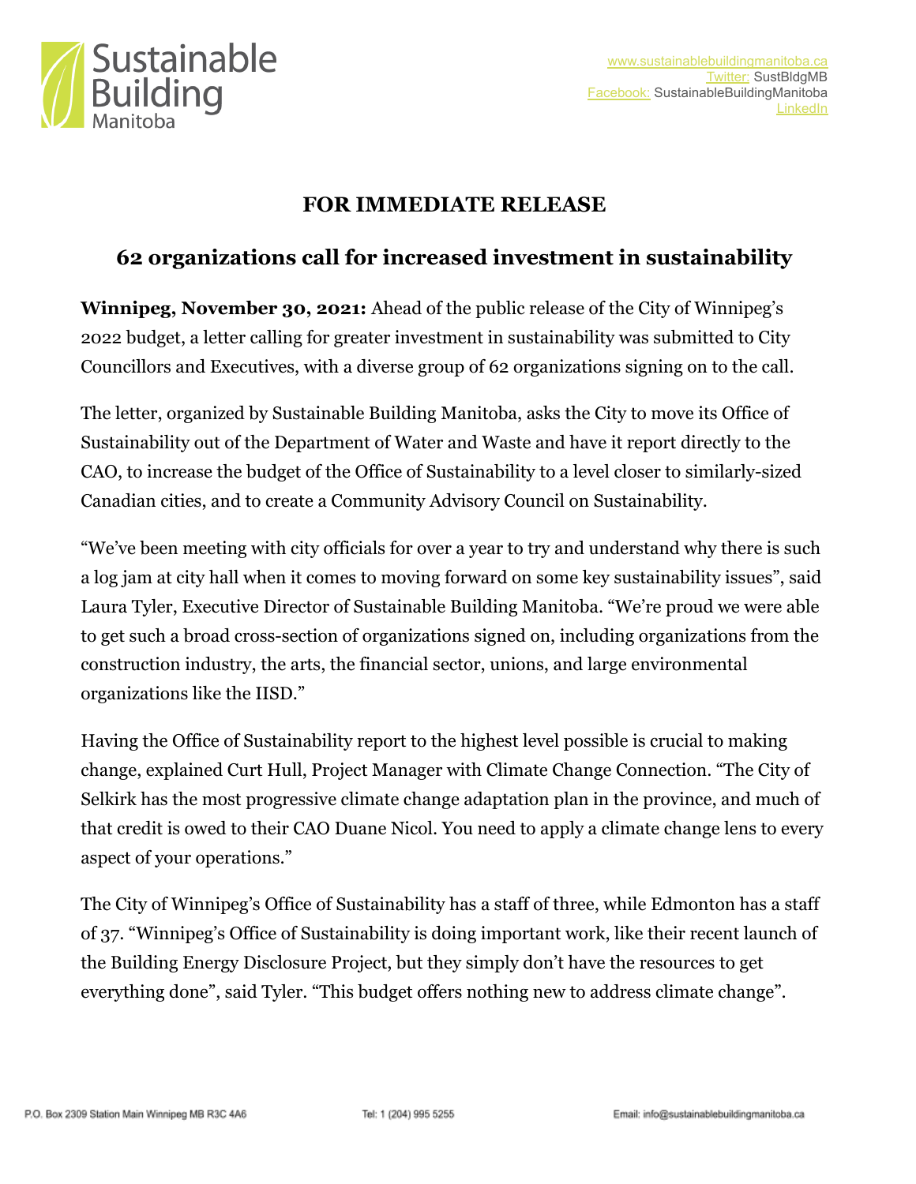Sustainable Building Manitoba

www.sustainablebuildingmanitoba.ca
Twitter: SustBldgMB
Facebook: SustainableBuildingManitoba
LinkedIn

# FOR IMMEDIATE RELEASE

## 62 organizations call for increased investment in sustainability

**Winnipeg, November 30, 2021:** Ahead of the public release of the City of Winnipeg's 2022 budget, a letter calling for greater investment in sustainability was submitted to City Councillors and Executives, with a diverse group of 62 organizations signing on to the call.

The letter, organized by Sustainable Building Manitoba, asks the City to move its Office of Sustainability out of the Department of Water and Waste and have it report directly to the CAO, to increase the budget of the Office of Sustainability to a level closer to similarly-sized Canadian cities, and to create a Community Advisory Council on Sustainability.

"We've been meeting with city officials for over a year to try and understand why there is such a log jam at city hall when it comes to moving forward on some key sustainability issues", said Laura Tyler, Executive Director of Sustainable Building Manitoba. "We're proud we were able to get such a broad cross-section of organizations signed on, including organizations from the construction industry, the arts, the financial sector, unions, and large environmental organizations like the IISD."

Having the Office of Sustainability report to the highest level possible is crucial to making change, explained Curt Hull, Project Manager with Climate Change Connection. "The City of Selkirk has the most progressive climate change adaptation plan in the province, and much of that credit is owed to their CAO Duane Nicol. You need to apply a climate change lens to every aspect of your operations."

The City of Winnipeg's Office of Sustainability has a staff of three, while Edmonton has a staff of 37. "Winnipeg's Office of Sustainability is doing important work, like their recent launch of the Building Energy Disclosure Project, but they simply don't have the resources to get everything done", said Tyler. "This budget offers nothing new to address climate change".

P.O. Box 2309 Station Main Winnipeg MB R3C 4A6 Tel: 1 (204) 995 5255 Email: info@sustainablebuildingmanitoba.ca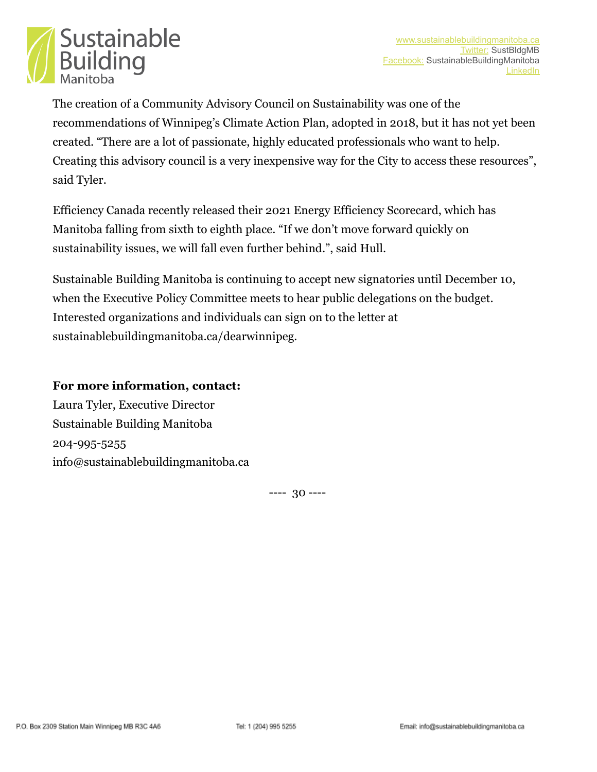The creation of a Community Advisory Council on Sustainability was one of the recommendations of Winnipeg's Climate Action Plan, adopted in 2018, but it has not yet been created. "There are a lot of passionate, highly educated professionals who want to help. Creating this advisory council is a very inexpensive way for the City to access these resources", said Tyler.

Efficiency Canada recently released their 2021 Energy Efficiency Scorecard, which has Manitoba falling from sixth to eighth place. "If we don't move forward quickly on sustainability issues, we will fall even further behind.", said Hull.

Sustainable Building Manitoba is continuing to accept new signatories until December 10, when the Executive Policy Committee meets to hear public delegations on the budget. Interested organizations and individuals can sign on to the letter at sustainablebuildingmanitoba.ca/dearwinnipeg.

**For more information, contact:**
Laura Tyler, Executive Director
Sustainable Building Manitoba
204-995-5255
info@sustainablebuildingmanitoba.ca

---- 30 ----